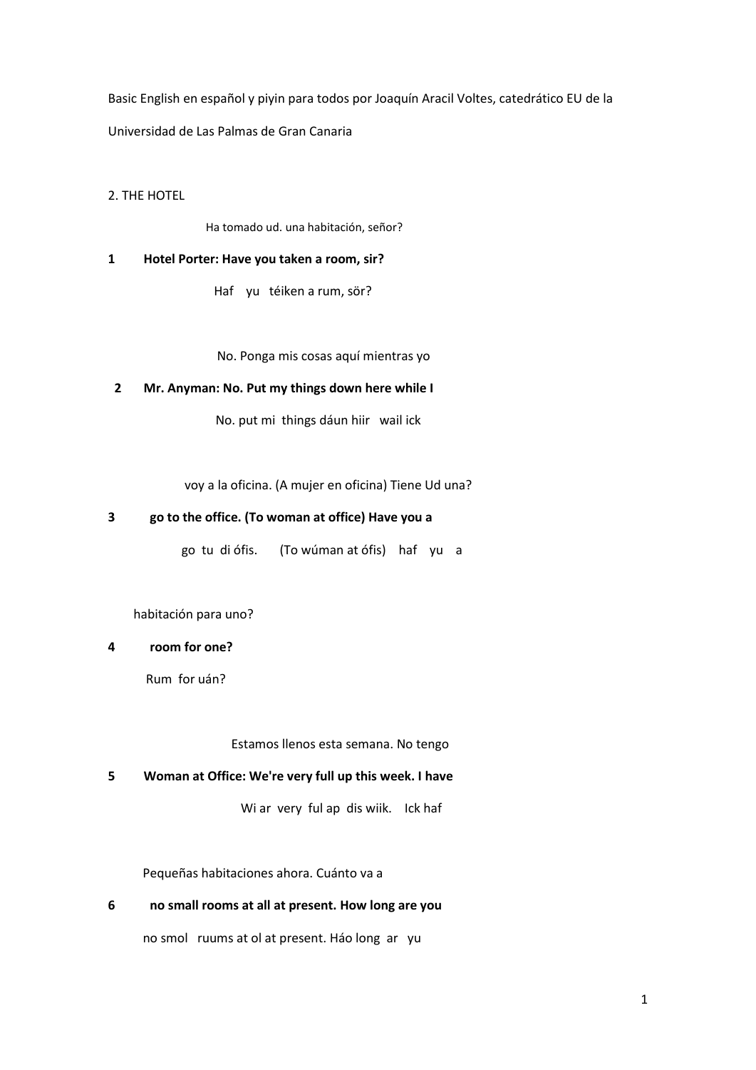Basic English en español y piyin para todos por Joaquín Aracil Voltes, catedrático EU de la Universidad de Las Palmas de Gran Canaria

## 2. THE HOTEL

Ha tomado ud. una habitación, señor?

**1 Hotel Porter: Have you taken a room, sir?**

Haf yu téiken a rum, sör?

No. Ponga mis cosas aquí mientras yo

**2 Mr. Anyman: No. Put my things down here while I**

No. put mi things dáun hiir wail ick

voy a la oficina. (A mujer en oficina) Tiene Ud una?

**3 go to the office. (To woman at office) Have you a**

go tu di ófis. (To wúman at ófis) haf yu a

habitación para uno?

**4 room for one?**

Rum for uán?

Estamos llenos esta semana. No tengo

**5 Woman at Office: We're very full up this week. I have**

Wi ar very ful ap dis wiik. Ick haf

Pequeñas habitaciones ahora. Cuánto va a

**6 no small rooms at all at present. How long are you**

no smol ruums at ol at present. Háo long ar yu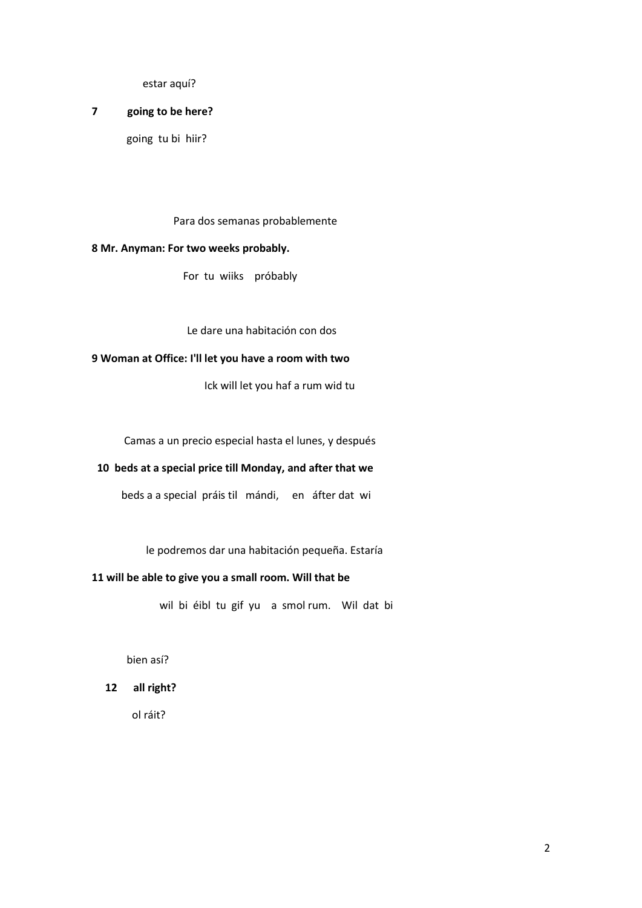estar aquí?

**7 going to be here?**

going tu bi hiir?

Para dos semanas probablemente

**8 Mr. Anyman: For two weeks probably.**

For tu wiiks próbably

Le dare una habitación con dos

**9 Woman at Office: I'll let you have a room with two**

Ick will let you haf a rum wid tu

Camas a un precio especial hasta el lunes, y después

**10 beds at a special price till Monday, and after that we**

beds a a special práis til mándi, en áfter dat wi

le podremos dar una habitación pequeña. Estaría

**11 will be able to give you a small room. Will that be**

wil bi éibl tu gif yu a smol rum. Wil dat bi

bien así?

**12 all right?**

ol ráit?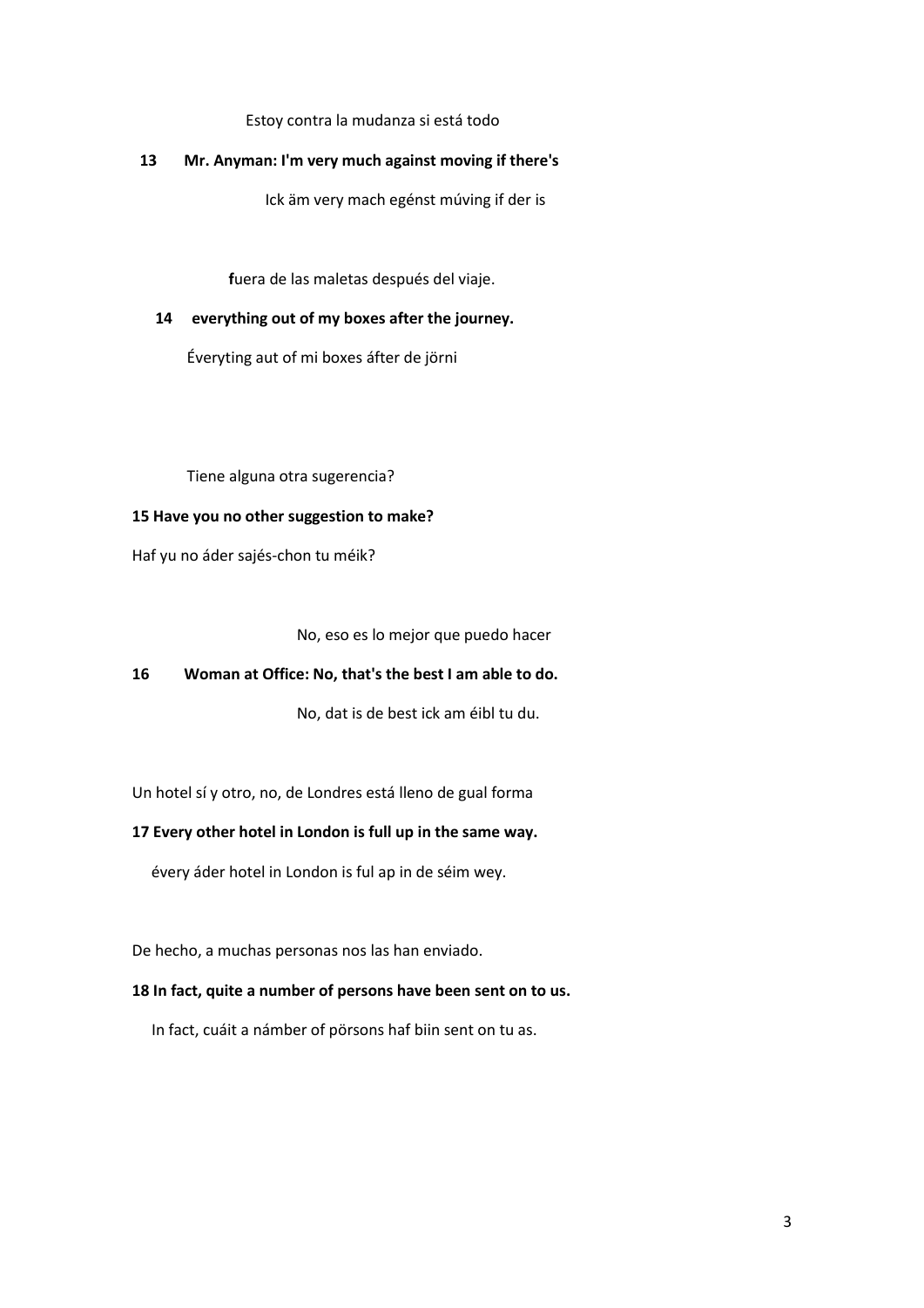Estoy contra la mudanza si está todo

**13 Mr. Anyman: I'm very much against moving if there's**

Ick äm very mach egénst múving if der is

**f**uera de las maletas después del viaje.

**14 everything out of my boxes after the journey.**

Éveryting aut of mi boxes áfter de jörni

Tiene alguna otra sugerencia?

**15 Have you no other suggestion to make?**

Haf yu no áder sajés-chon tu méik?

No, eso es lo mejor que puedo hacer

**16 Woman at Office: No, that's the best I am able to do.**

No, dat is de best ick am éibl tu du.

Un hotel sí y otro, no, de Londres está lleno de gual forma

**17 Every other hotel in London is full up in the same way.**

évery áder hotel in London is ful ap in de séim wey.

De hecho, a muchas personas nos las han enviado.

**18 In fact, quite a number of persons have been sent on to us.**

In fact, cuáit a námber of pörsons haf biin sent on tu as.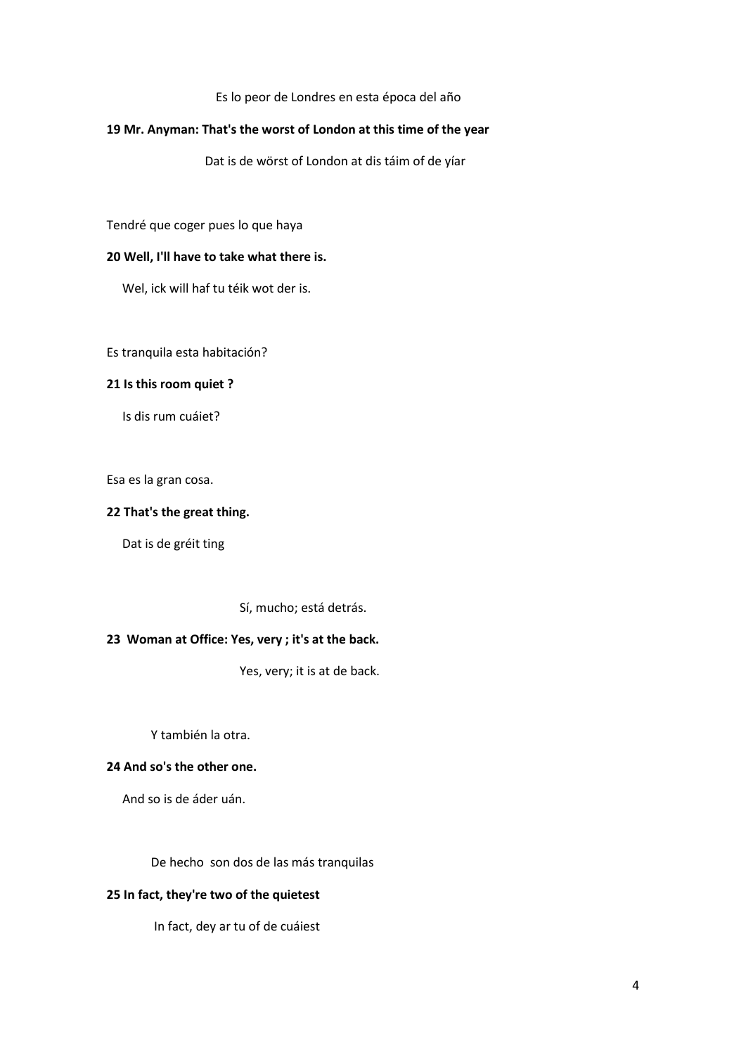Es lo peor de Londres en esta época del año

**19 Mr. Anyman: That's the worst of London at this time of the year**

Dat is de wörst of London at dis táim of de yíar

Tendré que coger pues lo que haya

**20 Well, I'll have to take what there is.**

Wel, ick will haf tu téik wot der is.

Es tranquila esta habitación?

**21 Is this room quiet ?**

Is dis rum cuáiet?

Esa es la gran cosa.

**22 That's the great thing.**

Dat is de gréit ting

Sí, mucho; está detrás.

**23 Woman at Office: Yes, very ; it's at the back.**

Yes, very; it is at de back.

Y también la otra.

**24 And so's the other one.**

And so is de áder uán.

De hecho son dos de las más tranquilas

**25 In fact, they're two of the quietest**

In fact, dey ar tu of de cuáiest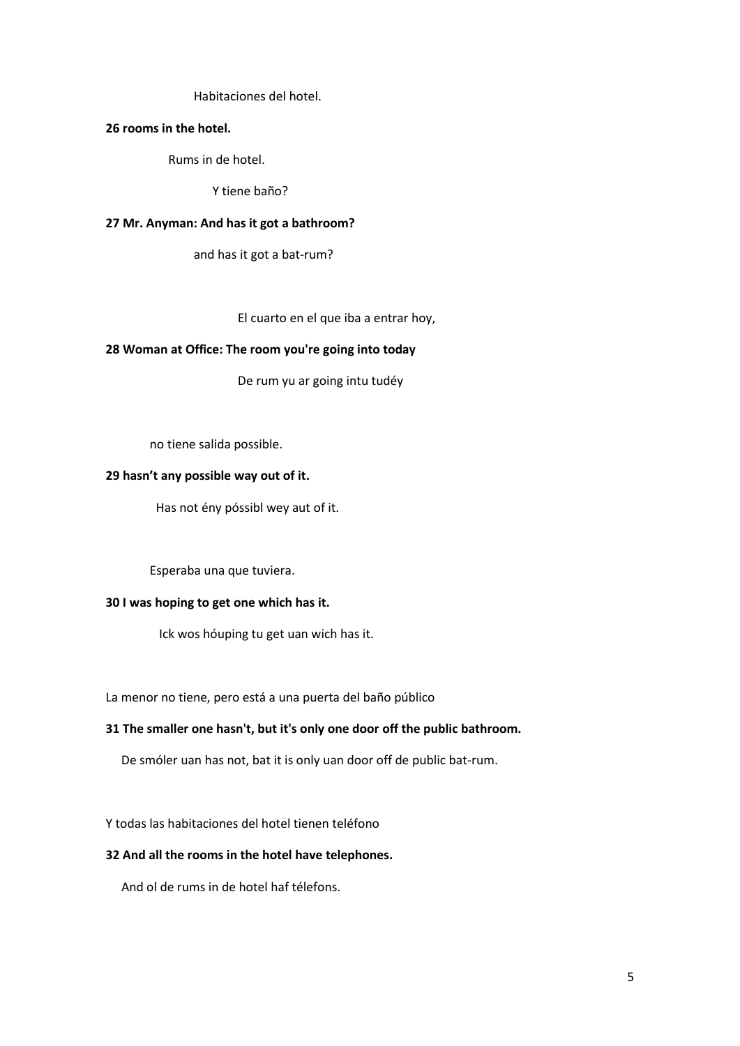Habitaciones del hotel.

**26 rooms in the hotel.**

Rums in de hotel.

Y tiene baño?

**27 Mr. Anyman: And has it got a bathroom?**

and has it got a bat-rum?

El cuarto en el que iba a entrar hoy,

**28 Woman at Office: The room you're going into today**

De rum yu ar going intu tudéy

no tiene salida possible.

**29 hasn't any possible way out of it.**

Has not ény póssibl wey aut of it.

Esperaba una que tuviera.

**30 I was hoping to get one which has it.**

Ick wos hóuping tu get uan wich has it.

La menor no tiene, pero está a una puerta del baño público

**31 The smaller one hasn't, but it's only one door off the public bathroom.**

De smóler uan has not, bat it is only uan door off de public bat-rum.

Y todas las habitaciones del hotel tienen teléfono

**32 And all the rooms in the hotel have telephones.**

And ol de rums in de hotel haf télefons.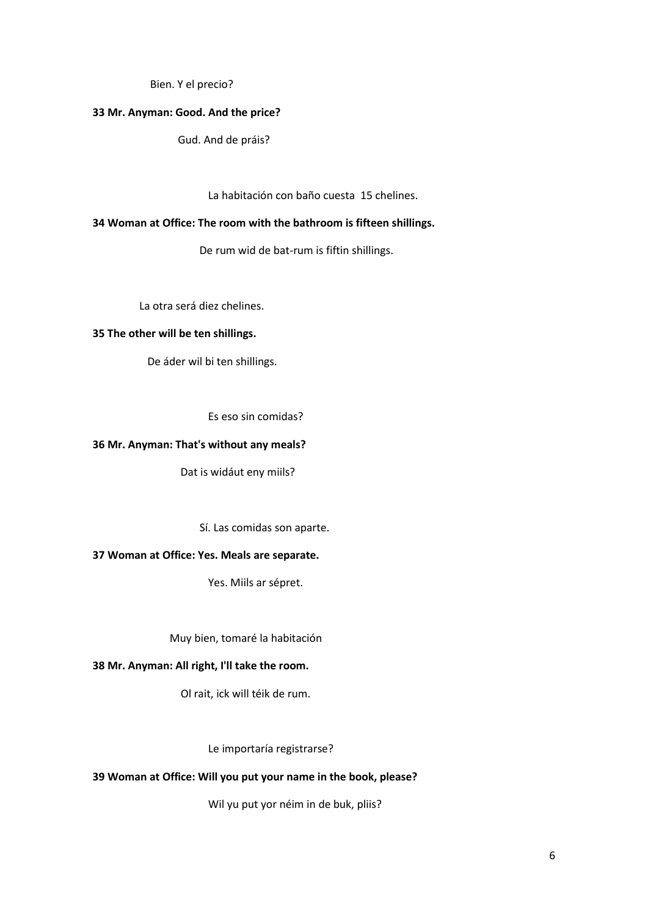Bien. Y el precio?

**33 Mr. Anyman: Good. And the price?**

Gud. And de práis?

La habitación con baño cuesta 15 chelines.

**34 Woman at Office: The room with the bathroom is fifteen shillings.**

De rum wid de bat-rum is fiftin shillings.

La otra será diez chelines.

**35 The other will be ten shillings.**

De áder wil bi ten shillings.

Es eso sin comidas?

**36 Mr. Anyman: That's without any meals?**

Dat is widáut eny miils?

Sí. Las comidas son aparte.

**37 Woman at Office: Yes. Meals are separate.**

Yes. Miils ar sépret.

Muy bien, tomaré la habitación

**38 Mr. Anyman: All right, I'll take the room.**

Ol rait, ick will téik de rum.

Le importaría registrarse?

**39 Woman at Office: Will you put your name in the book, please?**

Wil yu put yor néim in de buk, pliis?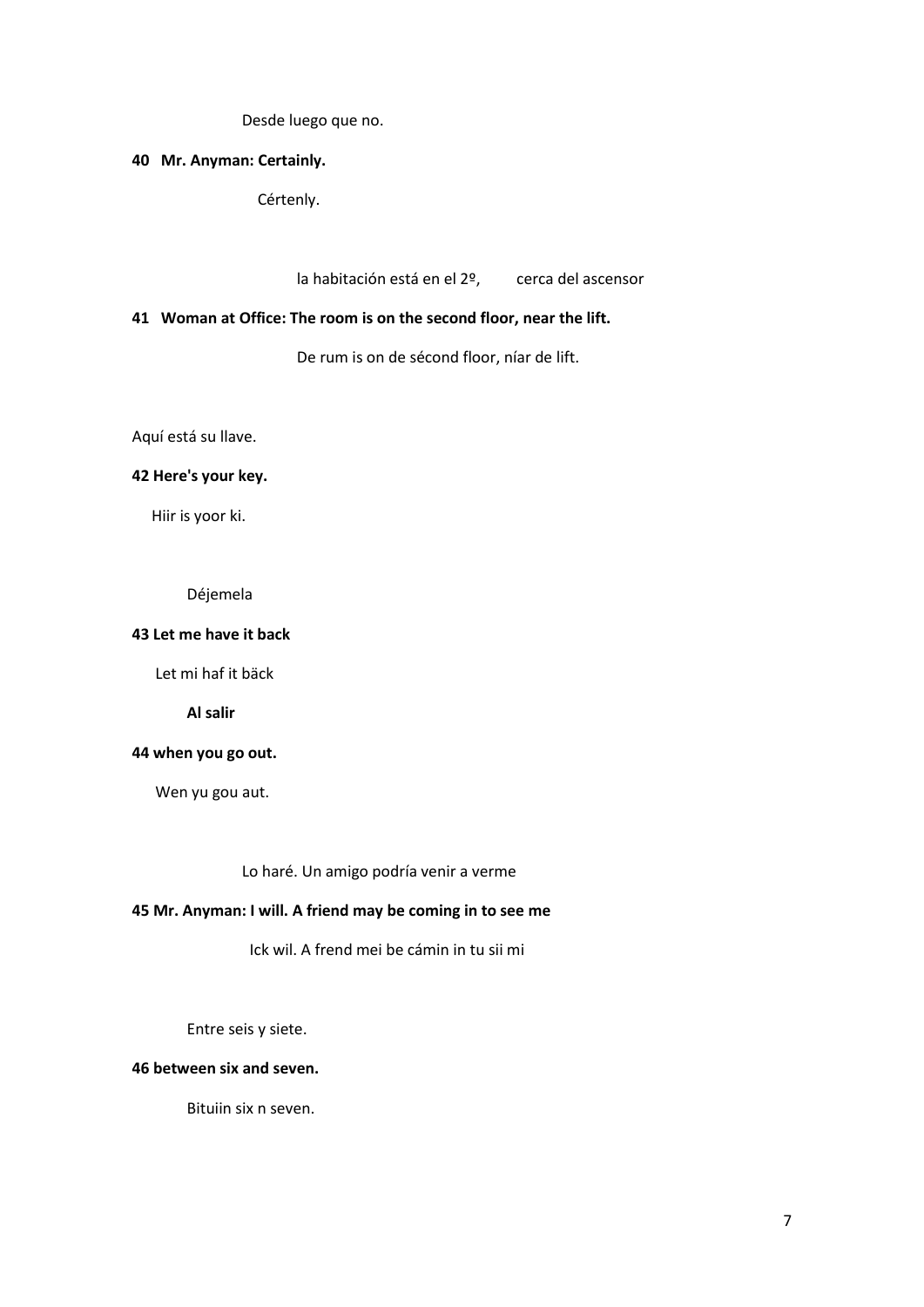Desde luego que no.

**40 Mr. Anyman: Certainly.**

Cértenly.

la habitación está en el 2º, cerca del ascensor

**41 Woman at Office: The room is on the second floor, near the lift.**

De rum is on de sécond floor, níar de lift.

Aquí está su llave.

**42 Here's your key.**

Hiir is yoor ki.

Déjemela

**43 Let me have it back**

Let mi haf it bäck

**Al salir**

**44 when you go out.**

Wen yu gou aut.

Lo haré. Un amigo podría venir a verme

**45 Mr. Anyman: I will. A friend may be coming in to see me**

Ick wil. A frend mei be cámin in tu sii mi

Entre seis y siete.

**46 between six and seven.**

Bituiin six n seven.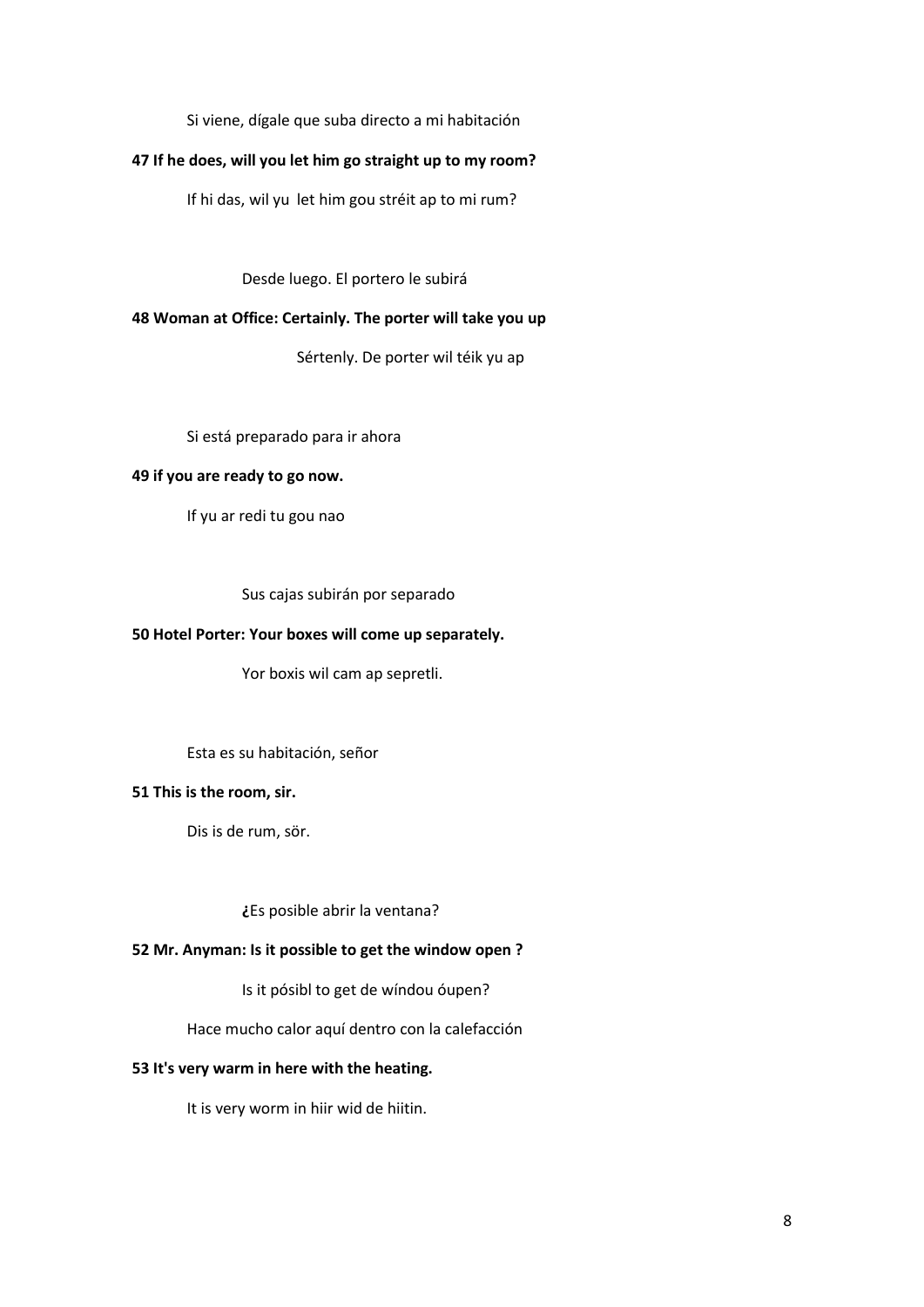Si viene, dígale que suba directo a mi habitación

**47 If he does, will you let him go straight up to my room?**

If hi das, wil yu let him gou stréit ap to mi rum?

Desde luego. El portero le subirá

**48 Woman at Office: Certainly. The porter will take you up**

Sértenly. De porter wil téik yu ap

Si está preparado para ir ahora

**49 if you are ready to go now.**

If yu ar redi tu gou nao

Sus cajas subirán por separado

**50 Hotel Porter: Your boxes will come up separately.**

Yor boxis wil cam ap sepretli.

Esta es su habitación, señor

**51 This is the room, sir.**

Dis is de rum, sör.

¿Es posible abrir la ventana?

**52 Mr. Anyman: Is it possible to get the window open ?**

Is it pósibl to get de wíndou óupen?

Hace mucho calor aquí dentro con la calefacción

**53 It's very warm in here with the heating.**

It is very worm in hiir wid de hiitin.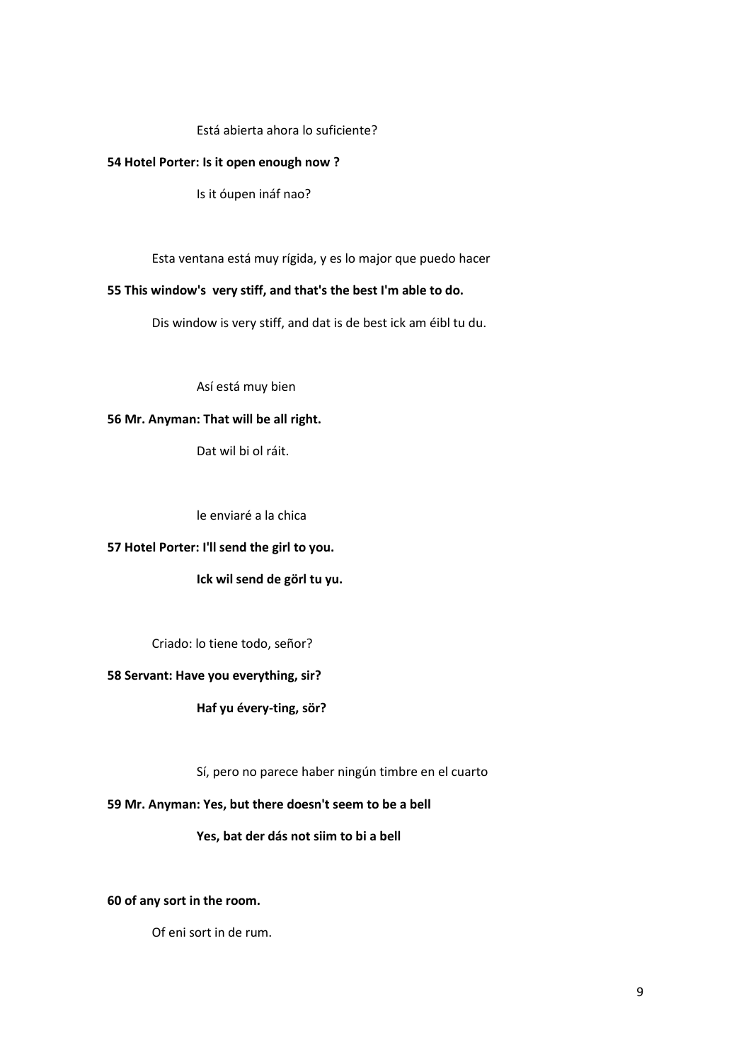Está abierta ahora lo suficiente?

**54 Hotel Porter: Is it open enough now ?**

Is it óupen ináf nao?

Esta ventana está muy rígida, y es lo major que puedo hacer

**55 This window's  very stiff, and that's the best I'm able to do.**

Dis window is very stiff, and dat is de best ick am éibl tu du.

Así está muy bien

**56 Mr. Anyman: That will be all right.**

Dat wil bi ol ráit.

le enviaré a la chica

**57 Hotel Porter: I'll send the girl to you.**

**Ick wil send de görl tu yu.**

Criado: lo tiene todo, señor?

**58 Servant: Have you everything, sir?**

**Haf yu évery-ting, sör?**

Sí, pero no parece haber ningún timbre en el cuarto

**59 Mr. Anyman: Yes, but there doesn't seem to be a bell**

**Yes, bat der dás not siim to bi a bell**

**60 of any sort in the room.**

Of eni sort in de rum.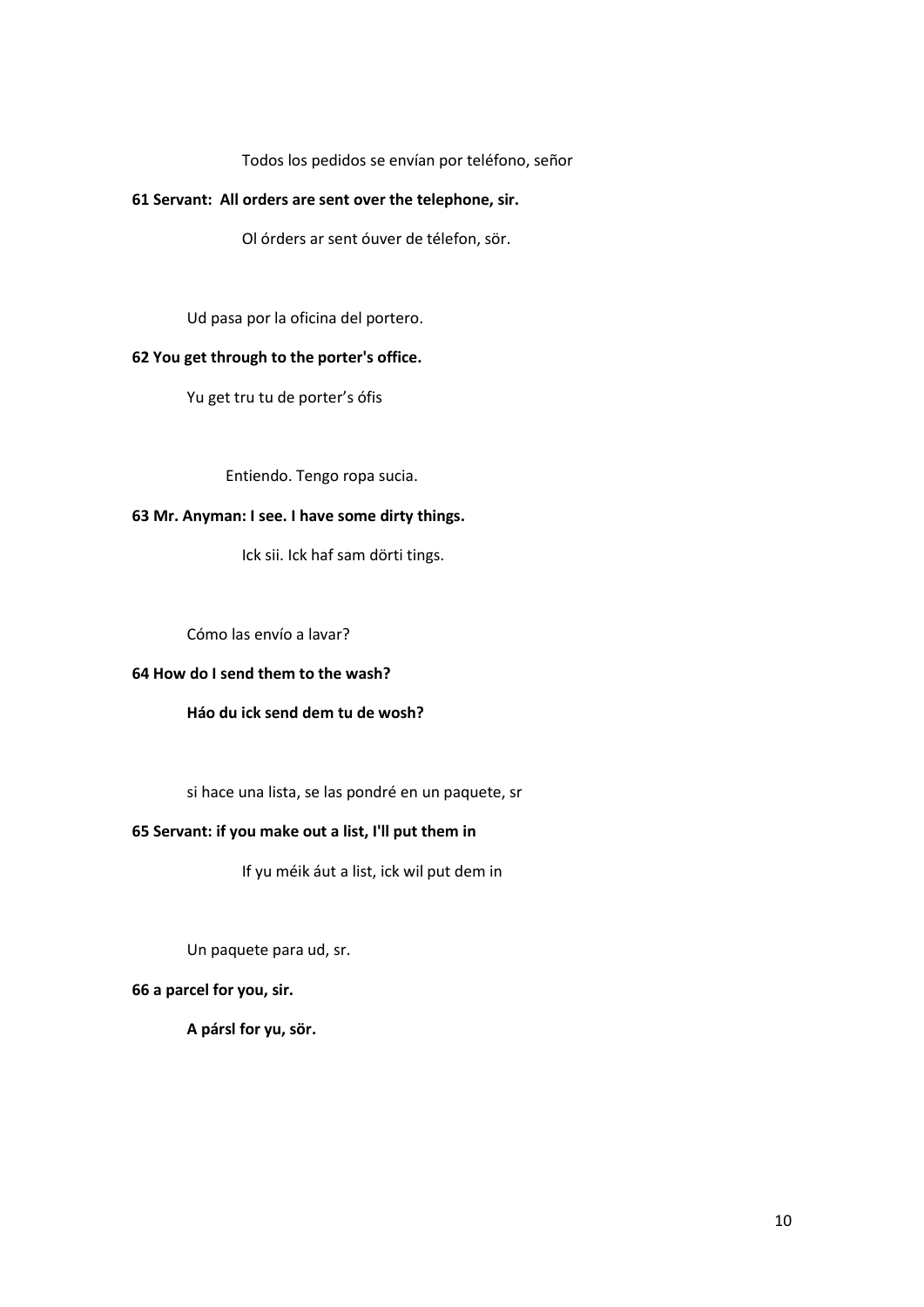Todos los pedidos se envían por teléfono, señor

**61 Servant: All orders are sent over the telephone, sir.**

Ol órders ar sent óuver de télefon, sör.

Ud pasa por la oficina del portero.

**62 You get through to the porter's office.**

Yu get tru tu de porter's ófis

Entiendo. Tengo ropa sucia.

**63 Mr. Anyman: I see. I have some dirty things.**

Ick sii. Ick haf sam dörti tings.

Cómo las envío a lavar?

**64 How do I send them to the wash?**

**Háo du ick send dem tu de wosh?**

si hace una lista, se las pondré en un paquete, sr

**65 Servant: if you make out a list, I'll put them in**

If yu méik áut a list, ick wil put dem in

Un paquete para ud, sr.

**66 a parcel for you, sir.**

**A pársl for yu, sör.**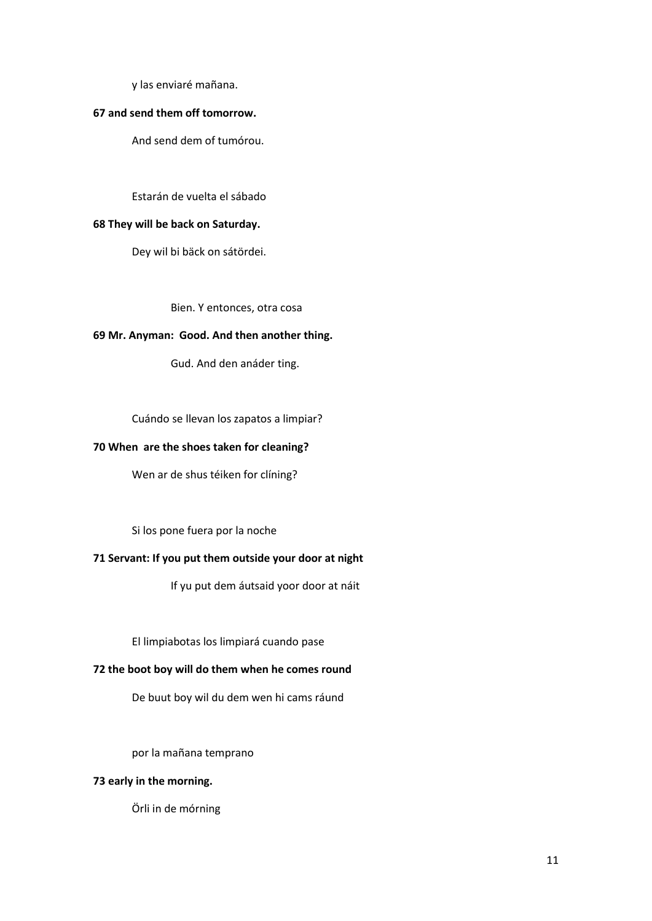y las enviaré mañana.

**67 and send them off tomorrow.**

And send dem of tumórou.

Estarán de vuelta el sábado

**68 They will be back on Saturday.**

Dey wil bi bäck on sátördei.

Bien. Y entonces, otra cosa

**69 Mr. Anyman: Good. And then another thing.**

Gud. And den anáder ting.

Cuándo se llevan los zapatos a limpiar?

**70 When are the shoes taken for cleaning?**

Wen ar de shus téiken for clíning?

Si los pone fuera por la noche

**71 Servant: If you put them outside your door at night**

If yu put dem áutsaid yoor door at náit

El limpiabotas los limpiará cuando pase

**72 the boot boy will do them when he comes round**

De buut boy wil du dem wen hi cams ráund

por la mañana temprano

**73 early in the morning.**

Örli in de mórning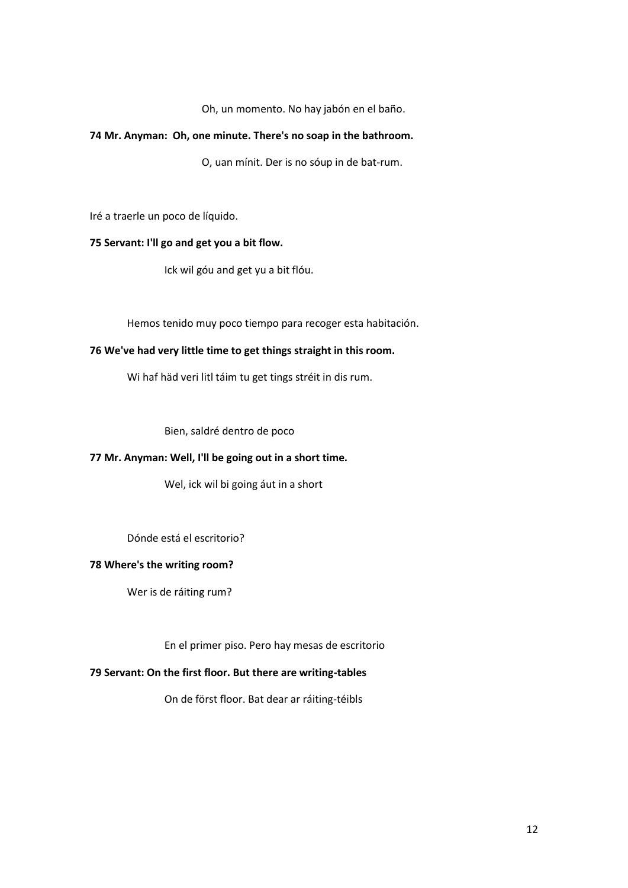Oh, un momento. No hay jabón en el baño.

**74 Mr. Anyman: Oh, one minute. There's no soap in the bathroom.**

O, uan mínit. Der is no sóup in de bat-rum.

Iré a traerle un poco de líquido.

**75 Servant: I'll go and get you a bit flow.**

Ick wil góu and get yu a bit flóu.

Hemos tenido muy poco tiempo para recoger esta habitación.

**76 We've had very little time to get things straight in this room.**

Wi haf häd veri litl táim tu get tings stréit in dis rum.

Bien, saldré dentro de poco

**77 Mr. Anyman: Well, I'll be going out in a short time.**

Wel, ick wil bi going áut in a short

Dónde está el escritorio?

**78 Where's the writing room?**

Wer is de ráiting rum?

En el primer piso. Pero hay mesas de escritorio

**79 Servant: On the first floor. But there are writing-tables**

On de först floor. Bat dear ar ráiting-téibls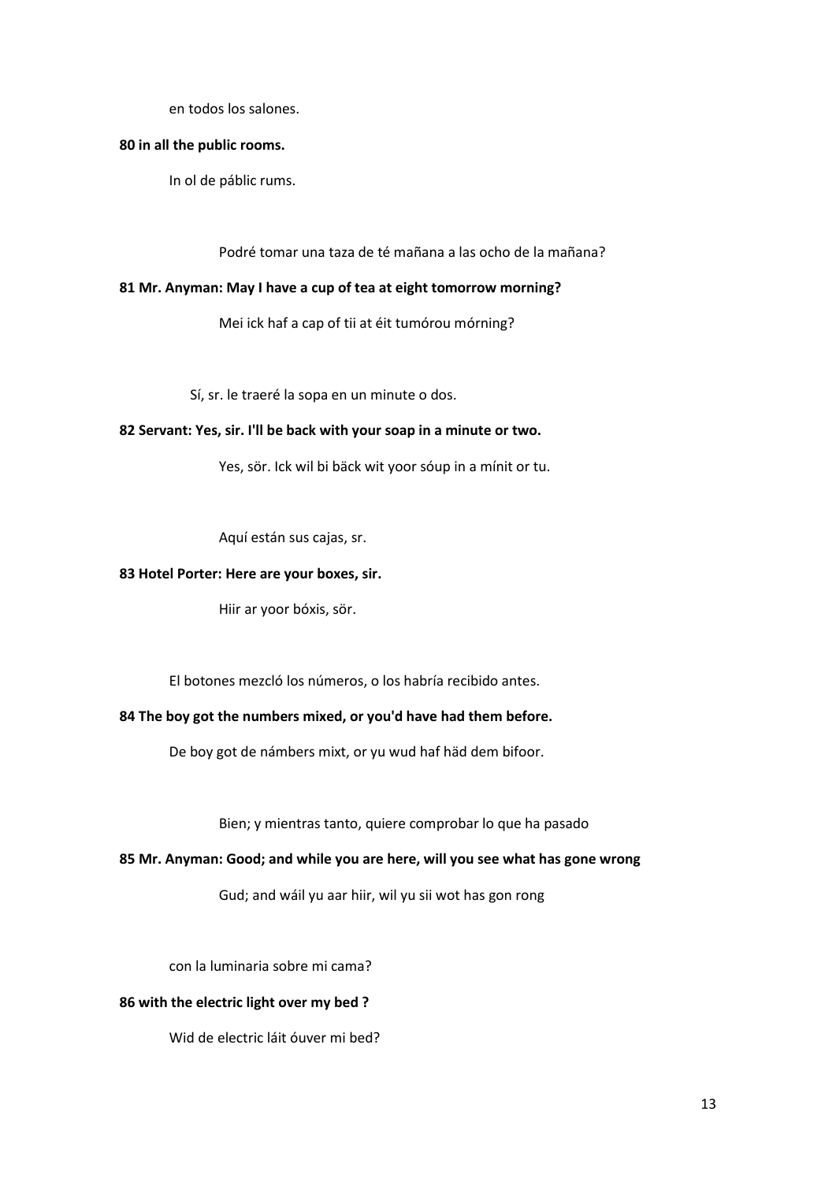en todos los salones.

**80 in all the public rooms.**

In ol de páblic rums.

Podré tomar una taza de té mañana a las ocho de la mañana?

**81 Mr. Anyman: May I have a cup of tea at eight tomorrow morning?**

Mei ick haf a cap of tii at éit tumórou mórning?

Sí, sr. le traeré la sopa en un minute o dos.

**82 Servant: Yes, sir. I'll be back with your soap in a minute or two.**

Yes, sör. Ick wil bi bäck wit yoor sóup in a mínit or tu.

Aquí están sus cajas, sr.

**83 Hotel Porter: Here are your boxes, sir.**

Hiir ar yoor bóxis, sör.

El botones mezcló los números, o los habría recibido antes.

**84 The boy got the numbers mixed, or you'd have had them before.**

De boy got de námbers mixt, or yu wud haf häd dem bifoor.

Bien; y mientras tanto, quiere comprobar lo que ha pasado

**85 Mr. Anyman: Good; and while you are here, will you see what has gone wrong**

Gud; and wáil yu aar hiir, wil yu sii wot has gon rong

con la luminaria sobre mi cama?

**86 with the electric light over my bed ?**

Wid de electric láit óuver mi bed?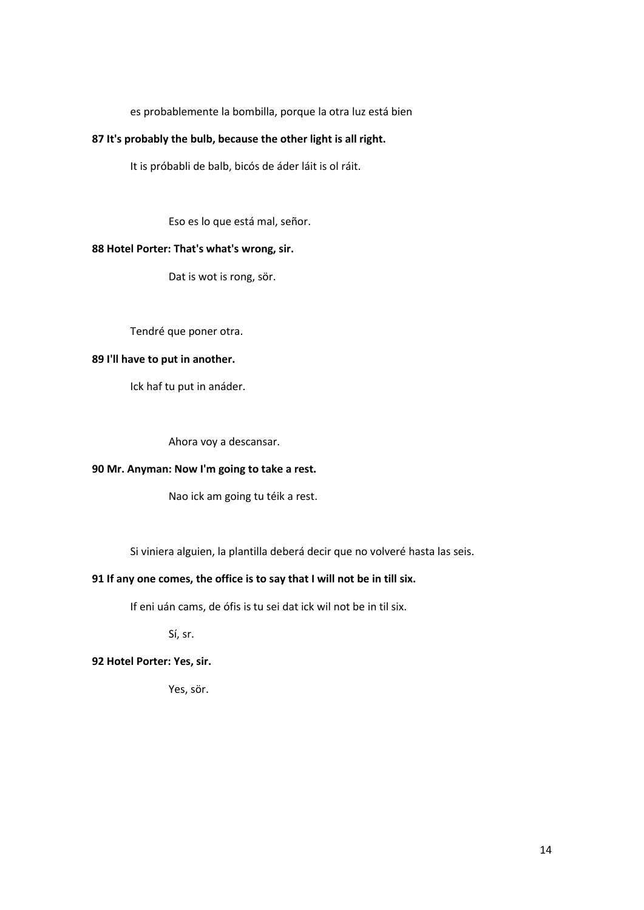es probablemente la bombilla, porque la otra luz está bien

**87 It's probably the bulb, because the other light is all right.**

It is próbabli de balb, bicós de áder láit is ol ráit.

Eso es lo que está mal, señor.

**88 Hotel Porter: That's what's wrong, sir.**

Dat is wot is rong, sör.

Tendré que poner otra.

**89 I'll have to put in another.**

Ick haf tu put in anáder.

Ahora voy a descansar.

**90 Mr. Anyman: Now I'm going to take a rest.**

Nao ick am going tu téik a rest.

Si viniera alguien, la plantilla deberá decir que no volveré hasta las seis.

**91 If any one comes, the office is to say that I will not be in till six.**

If eni uán cams, de ófis is tu sei dat ick wil not be in til six.

Sí, sr.

**92 Hotel Porter: Yes, sir.**

Yes, sör.